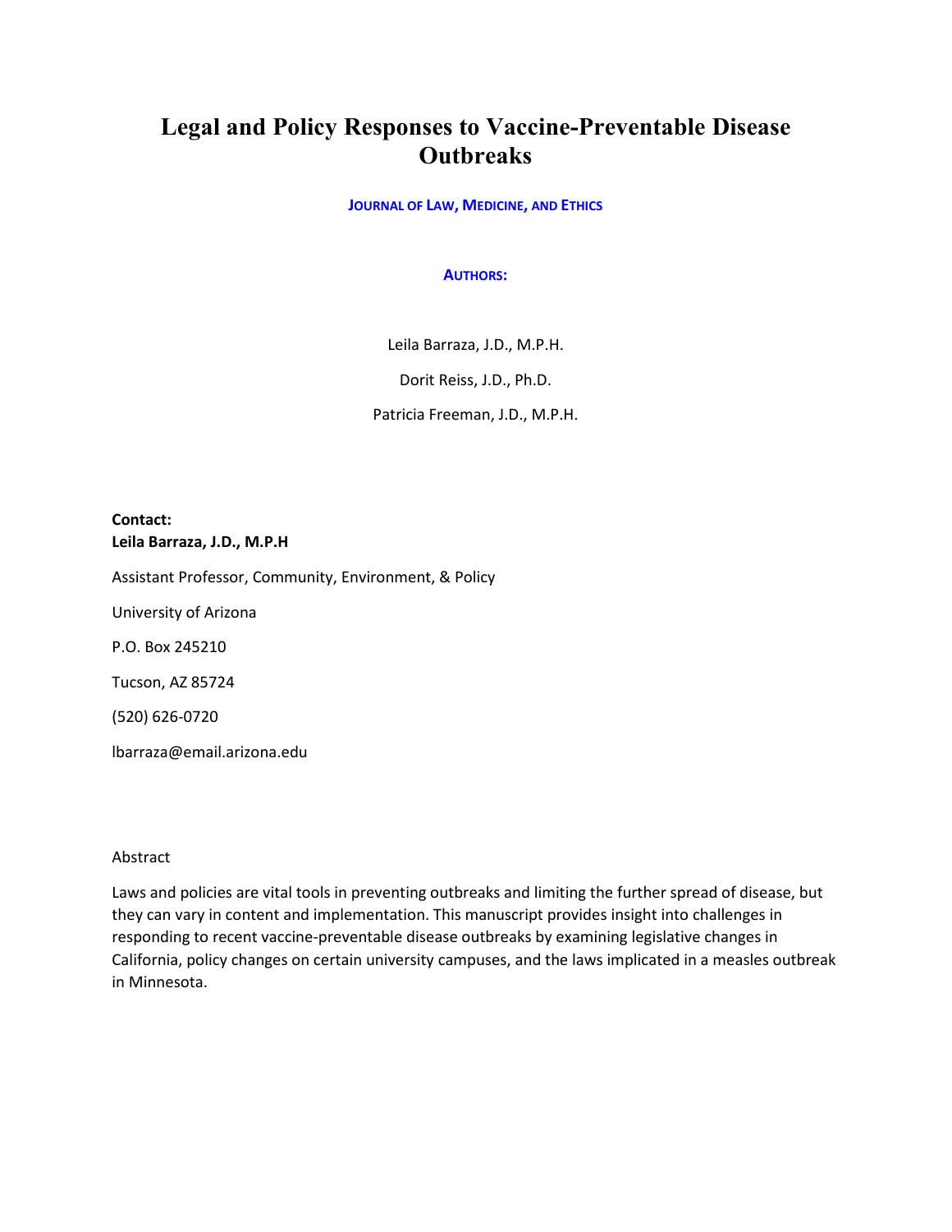# Legal and Policy Responses to Vaccine-Preventable Disease Outbreaks

**JOURNAL OF LAW, MEDICINE, AND ETHICS**

**AUTHORS:**

Leila Barraza, J.D., M.P.H.

Dorit Reiss, J.D., Ph.D.

Patricia Freeman, J.D., M.P.H.

**Contact:**
**Leila Barraza, J.D., M.P.H**

Assistant Professor, Community, Environment, & Policy

University of Arizona

P.O. Box 245210

Tucson, AZ 85724

(520) 626-0720

lbarraza@email.arizona.edu

Abstract

Laws and policies are vital tools in preventing outbreaks and limiting the further spread of disease, but they can vary in content and implementation. This manuscript provides insight into challenges in responding to recent vaccine-preventable disease outbreaks by examining legislative changes in California, policy changes on certain university campuses, and the laws implicated in a measles outbreak in Minnesota.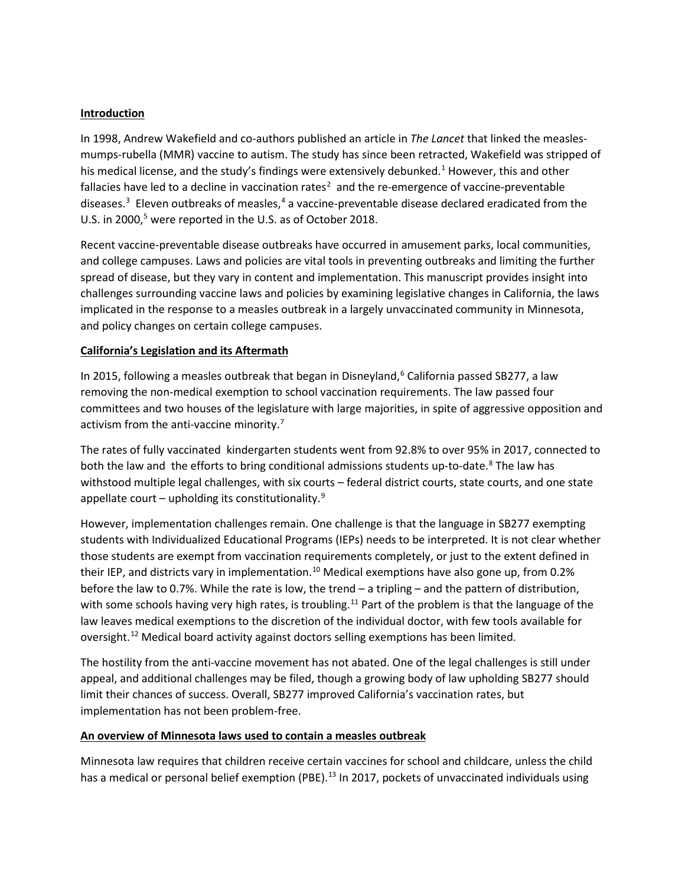## Introduction

In 1998, Andrew Wakefield and co-authors published an article in *The Lancet* that linked the measles-mumps-rubella (MMR) vaccine to autism. The study has since been retracted, Wakefield was stripped of his medical license, and the study's findings were extensively debunked.[1] However, this and other fallacies have led to a decline in vaccination rates[2] and the re-emergence of vaccine-preventable diseases.[3] Eleven outbreaks of measles,[4] a vaccine-preventable disease declared eradicated from the U.S. in 2000,[5] were reported in the U.S. as of October 2018.

Recent vaccine-preventable disease outbreaks have occurred in amusement parks, local communities, and college campuses. Laws and policies are vital tools in preventing outbreaks and limiting the further spread of disease, but they vary in content and implementation. This manuscript provides insight into challenges surrounding vaccine laws and policies by examining legislative changes in California, the laws implicated in the response to a measles outbreak in a largely unvaccinated community in Minnesota, and policy changes on certain college campuses.

## California's Legislation and its Aftermath

In 2015, following a measles outbreak that began in Disneyland,[6] California passed SB277, a law removing the non-medical exemption to school vaccination requirements. The law passed four committees and two houses of the legislature with large majorities, in spite of aggressive opposition and activism from the anti-vaccine minority.[7]

The rates of fully vaccinated kindergarten students went from 92.8% to over 95% in 2017, connected to both the law and the efforts to bring conditional admissions students up-to-date.[8] The law has withstood multiple legal challenges, with six courts – federal district courts, state courts, and one state appellate court – upholding its constitutionality.[9]

However, implementation challenges remain. One challenge is that the language in SB277 exempting students with Individualized Educational Programs (IEPs) needs to be interpreted. It is not clear whether those students are exempt from vaccination requirements completely, or just to the extent defined in their IEP, and districts vary in implementation.[10] Medical exemptions have also gone up, from 0.2% before the law to 0.7%. While the rate is low, the trend – a tripling – and the pattern of distribution, with some schools having very high rates, is troubling.[11] Part of the problem is that the language of the law leaves medical exemptions to the discretion of the individual doctor, with few tools available for oversight.[12] Medical board activity against doctors selling exemptions has been limited.

The hostility from the anti-vaccine movement has not abated. One of the legal challenges is still under appeal, and additional challenges may be filed, though a growing body of law upholding SB277 should limit their chances of success. Overall, SB277 improved California's vaccination rates, but implementation has not been problem-free.

## An overview of Minnesota laws used to contain a measles outbreak

Minnesota law requires that children receive certain vaccines for school and childcare, unless the child has a medical or personal belief exemption (PBE).[13] In 2017, pockets of unvaccinated individuals using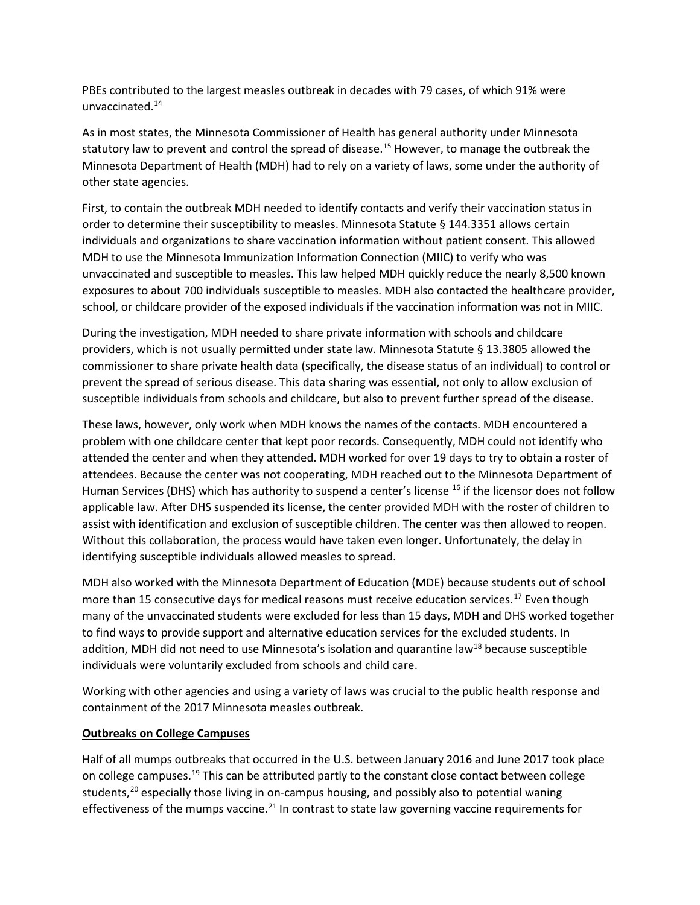PBEs contributed to the largest measles outbreak in decades with 79 cases, of which 91% were unvaccinated.[14]

As in most states, the Minnesota Commissioner of Health has general authority under Minnesota statutory law to prevent and control the spread of disease.[15] However, to manage the outbreak the Minnesota Department of Health (MDH) had to rely on a variety of laws, some under the authority of other state agencies.

First, to contain the outbreak MDH needed to identify contacts and verify their vaccination status in order to determine their susceptibility to measles. Minnesota Statute § 144.3351 allows certain individuals and organizations to share vaccination information without patient consent. This allowed MDH to use the Minnesota Immunization Information Connection (MIIC) to verify who was unvaccinated and susceptible to measles. This law helped MDH quickly reduce the nearly 8,500 known exposures to about 700 individuals susceptible to measles. MDH also contacted the healthcare provider, school, or childcare provider of the exposed individuals if the vaccination information was not in MIIC.

During the investigation, MDH needed to share private information with schools and childcare providers, which is not usually permitted under state law. Minnesota Statute § 13.3805 allowed the commissioner to share private health data (specifically, the disease status of an individual) to control or prevent the spread of serious disease. This data sharing was essential, not only to allow exclusion of susceptible individuals from schools and childcare, but also to prevent further spread of the disease.

These laws, however, only work when MDH knows the names of the contacts. MDH encountered a problem with one childcare center that kept poor records. Consequently, MDH could not identify who attended the center and when they attended. MDH worked for over 19 days to try to obtain a roster of attendees. Because the center was not cooperating, MDH reached out to the Minnesota Department of Human Services (DHS) which has authority to suspend a center's license [16] if the licensor does not follow applicable law. After DHS suspended its license, the center provided MDH with the roster of children to assist with identification and exclusion of susceptible children. The center was then allowed to reopen. Without this collaboration, the process would have taken even longer. Unfortunately, the delay in identifying susceptible individuals allowed measles to spread.

MDH also worked with the Minnesota Department of Education (MDE) because students out of school more than 15 consecutive days for medical reasons must receive education services.[17] Even though many of the unvaccinated students were excluded for less than 15 days, MDH and DHS worked together to find ways to provide support and alternative education services for the excluded students. In addition, MDH did not need to use Minnesota's isolation and quarantine law[18] because susceptible individuals were voluntarily excluded from schools and child care.

Working with other agencies and using a variety of laws was crucial to the public health response and containment of the 2017 Minnesota measles outbreak.

**Outbreaks on College Campuses**

Half of all mumps outbreaks that occurred in the U.S. between January 2016 and June 2017 took place on college campuses.[19] This can be attributed partly to the constant close contact between college students,[20] especially those living in on-campus housing, and possibly also to potential waning effectiveness of the mumps vaccine.[21] In contrast to state law governing vaccine requirements for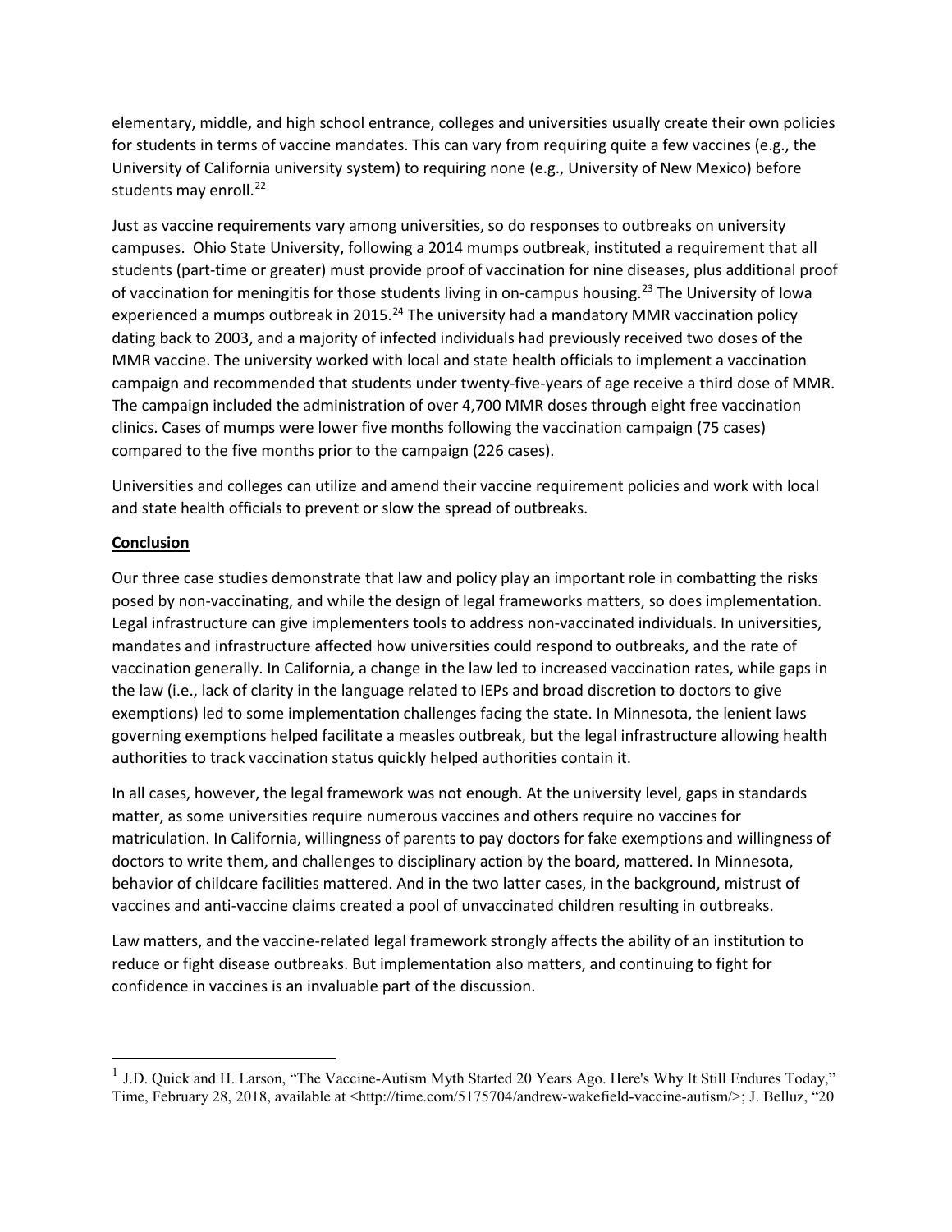elementary, middle, and high school entrance, colleges and universities usually create their own policies for students in terms of vaccine mandates. This can vary from requiring quite a few vaccines (e.g., the University of California university system) to requiring none (e.g., University of New Mexico) before students may enroll.[22]

Just as vaccine requirements vary among universities, so do responses to outbreaks on university campuses. Ohio State University, following a 2014 mumps outbreak, instituted a requirement that all students (part-time or greater) must provide proof of vaccination for nine diseases, plus additional proof of vaccination for meningitis for those students living in on-campus housing.[23] The University of Iowa experienced a mumps outbreak in 2015.[24] The university had a mandatory MMR vaccination policy dating back to 2003, and a majority of infected individuals had previously received two doses of the MMR vaccine. The university worked with local and state health officials to implement a vaccination campaign and recommended that students under twenty-five-years of age receive a third dose of MMR. The campaign included the administration of over 4,700 MMR doses through eight free vaccination clinics. Cases of mumps were lower five months following the vaccination campaign (75 cases) compared to the five months prior to the campaign (226 cases).

Universities and colleges can utilize and amend their vaccine requirement policies and work with local and state health officials to prevent or slow the spread of outbreaks.

## Conclusion

Our three case studies demonstrate that law and policy play an important role in combatting the risks posed by non-vaccinating, and while the design of legal frameworks matters, so does implementation. Legal infrastructure can give implementers tools to address non-vaccinated individuals. In universities, mandates and infrastructure affected how universities could respond to outbreaks, and the rate of vaccination generally. In California, a change in the law led to increased vaccination rates, while gaps in the law (i.e., lack of clarity in the language related to IEPs and broad discretion to doctors to give exemptions) led to some implementation challenges facing the state. In Minnesota, the lenient laws governing exemptions helped facilitate a measles outbreak, but the legal infrastructure allowing health authorities to track vaccination status quickly helped authorities contain it.

In all cases, however, the legal framework was not enough. At the university level, gaps in standards matter, as some universities require numerous vaccines and others require no vaccines for matriculation. In California, willingness of parents to pay doctors for fake exemptions and willingness of doctors to write them, and challenges to disciplinary action by the board, mattered. In Minnesota, behavior of childcare facilities mattered. And in the two latter cases, in the background, mistrust of vaccines and anti-vaccine claims created a pool of unvaccinated children resulting in outbreaks.

Law matters, and the vaccine-related legal framework strongly affects the ability of an institution to reduce or fight disease outbreaks. But implementation also matters, and continuing to fight for confidence in vaccines is an invaluable part of the discussion.

---

[1] J.D. Quick and H. Larson, "The Vaccine-Autism Myth Started 20 Years Ago. Here's Why It Still Endures Today," Time, February 28, 2018, available at <http://time.com/5175704/andrew-wakefield-vaccine-autism/>; J. Belluz, "20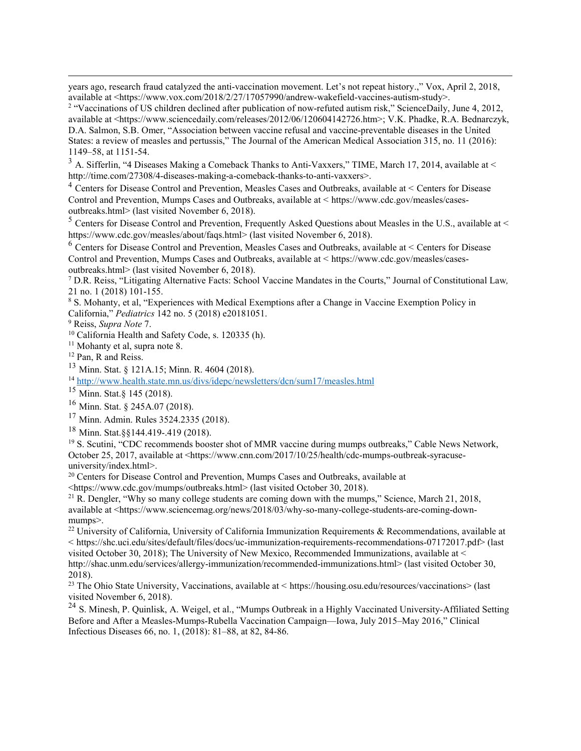years ago, research fraud catalyzed the anti-vaccination movement. Let's not repeat history.," Vox, April 2, 2018, available at <https://www.vox.com/2018/2/27/17057990/andrew-wakefield-vaccines-autism-study>.

[2] "Vaccinations of US children declined after publication of now-refuted autism risk," ScienceDaily, June 4, 2012, available at <https://www.sciencedaily.com/releases/2012/06/120604142726.htm>; V.K. Phadke, R.A. Bednarczyk, D.A. Salmon, S.B. Omer, "Association between vaccine refusal and vaccine-preventable diseases in the United States: a review of measles and pertussis," The Journal of the American Medical Association 315, no. 11 (2016): 1149–58, at 1151-54.

[3] A. Sifferlin, "4 Diseases Making a Comeback Thanks to Anti-Vaxxers," TIME, March 17, 2014, available at < http://time.com/27308/4-diseases-making-a-comeback-thanks-to-anti-vaxxers>.

[4] Centers for Disease Control and Prevention, Measles Cases and Outbreaks, available at < Centers for Disease Control and Prevention, Mumps Cases and Outbreaks, available at < https://www.cdc.gov/measles/cases-outbreaks.html> (last visited November 6, 2018).

[5] Centers for Disease Control and Prevention, Frequently Asked Questions about Measles in the U.S., available at < https://www.cdc.gov/measles/about/faqs.html> (last visited November 6, 2018).

[6] Centers for Disease Control and Prevention, Measles Cases and Outbreaks, available at < Centers for Disease Control and Prevention, Mumps Cases and Outbreaks, available at < https://www.cdc.gov/measles/cases-outbreaks.html> (last visited November 6, 2018).

[7] D.R. Reiss, "Litigating Alternative Facts: School Vaccine Mandates in the Courts," Journal of Constitutional Law*,* 21 no. 1 (2018) 101-155.

[8] S. Mohanty, et al, "Experiences with Medical Exemptions after a Change in Vaccine Exemption Policy in California," *Pediatrics* 142 no. 5 (2018) e20181051.

[9] Reiss, *Supra Note* 7.

[10] California Health and Safety Code, s. 120335 (h).

[11] Mohanty et al, supra note 8.

[12] Pan, R and Reiss.

[13] Minn. Stat. § 121A.15; Minn. R. 4604 (2018).

[14] http://www.health.state.mn.us/divs/idepc/newsletters/dcn/sum17/measles.html

[15] Minn. Stat.§ 145 (2018).

[16] Minn. Stat. § 245A.07 (2018).

[17] Minn. Admin. Rules 3524.2335 (2018).

[18] Minn. Stat.§§144.419-.419 (2018).

[19] S. Scutini, "CDC recommends booster shot of MMR vaccine during mumps outbreaks," Cable News Network, October 25, 2017, available at <https://www.cnn.com/2017/10/25/health/cdc-mumps-outbreak-syracuse-university/index.html>.

[20] Centers for Disease Control and Prevention, Mumps Cases and Outbreaks, available at <https://www.cdc.gov/mumps/outbreaks.html> (last visited October 30, 2018).

[21] R. Dengler, "Why so many college students are coming down with the mumps," Science, March 21, 2018, available at <https://www.sciencemag.org/news/2018/03/why-so-many-college-students-are-coming-down-mumps>.

[22] University of California, University of California Immunization Requirements & Recommendations, available at < https://shc.uci.edu/sites/default/files/docs/uc-immunization-requirements-recommendations-07172017.pdf> (last visited October 30, 2018); The University of New Mexico, Recommended Immunizations, available at < http://shac.unm.edu/services/allergy-immunization/recommended-immunizations.html> (last visited October 30, 2018).

[23] The Ohio State University, Vaccinations, available at < https://housing.osu.edu/resources/vaccinations> (last visited November 6, 2018).

[24] S. Minesh, P. Quinlisk, A. Weigel, et al., "Mumps Outbreak in a Highly Vaccinated University-Affiliated Setting Before and After a Measles-Mumps-Rubella Vaccination Campaign—Iowa, July 2015–May 2016," Clinical Infectious Diseases 66, no. 1, (2018): 81–88, at 82, 84-86.